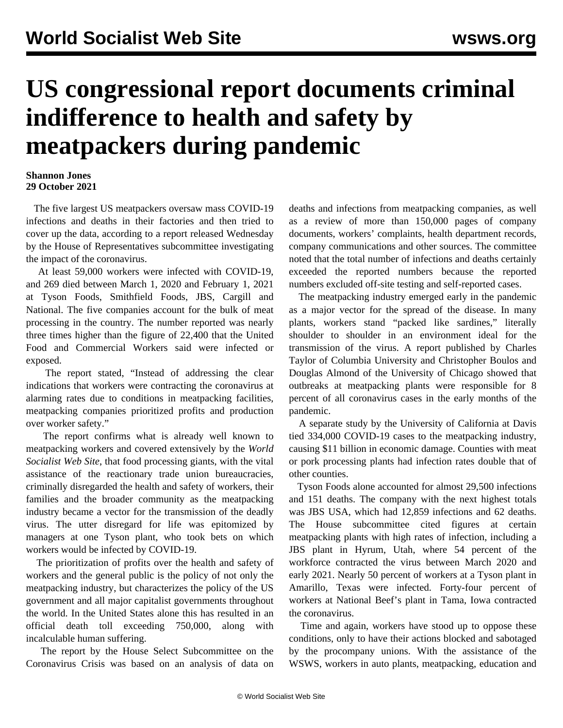# US congressional report documents criminal indifference to health and safety by meatpackers during pandemic

**Shannon Jones**
**29 October 2021**

The five largest US meatpackers oversaw mass COVID-19 infections and deaths in their factories and then tried to cover up the data, according to a report released Wednesday by the House of Representatives subcommittee investigating the impact of the coronavirus.

At least 59,000 workers were infected with COVID-19, and 269 died between March 1, 2020 and February 1, 2021 at Tyson Foods, Smithfield Foods, JBS, Cargill and National. The five companies account for the bulk of meat processing in the country. The number reported was nearly three times higher than the figure of 22,400 that the United Food and Commercial Workers said were infected or exposed.

The report stated, "Instead of addressing the clear indications that workers were contracting the coronavirus at alarming rates due to conditions in meatpacking facilities, meatpacking companies prioritized profits and production over worker safety."

The report confirms what is already well known to meatpacking workers and covered extensively by the *World Socialist Web Site*, that food processing giants, with the vital assistance of the reactionary trade union bureaucracies, criminally disregarded the health and safety of workers, their families and the broader community as the meatpacking industry became a vector for the transmission of the deadly virus. The utter disregard for life was epitomized by managers at one Tyson plant, who took bets on which workers would be infected by COVID-19.

The prioritization of profits over the health and safety of workers and the general public is the policy of not only the meatpacking industry, but characterizes the policy of the US government and all major capitalist governments throughout the world. In the United States alone this has resulted in an official death toll exceeding 750,000, along with incalculable human suffering.

The report by the House Select Subcommittee on the Coronavirus Crisis was based on an analysis of data on deaths and infections from meatpacking companies, as well as a review of more than 150,000 pages of company documents, workers' complaints, health department records, company communications and other sources. The committee noted that the total number of infections and deaths certainly exceeded the reported numbers because the reported numbers excluded off-site testing and self-reported cases.

The meatpacking industry emerged early in the pandemic as a major vector for the spread of the disease. In many plants, workers stand "packed like sardines," literally shoulder to shoulder in an environment ideal for the transmission of the virus. A report published by Charles Taylor of Columbia University and Christopher Boulos and Douglas Almond of the University of Chicago showed that outbreaks at meatpacking plants were responsible for 8 percent of all coronavirus cases in the early months of the pandemic.

A separate study by the University of California at Davis tied 334,000 COVID-19 cases to the meatpacking industry, causing $11 billion in economic damage. Counties with meat or pork processing plants had infection rates double that of other counties.

Tyson Foods alone accounted for almost 29,500 infections and 151 deaths. The company with the next highest totals was JBS USA, which had 12,859 infections and 62 deaths. The House subcommittee cited figures at certain meatpacking plants with high rates of infection, including a JBS plant in Hyrum, Utah, where 54 percent of the workforce contracted the virus between March 2020 and early 2021. Nearly 50 percent of workers at a Tyson plant in Amarillo, Texas were infected. Forty-four percent of workers at National Beef's plant in Tama, Iowa contracted the coronavirus.

Time and again, workers have stood up to oppose these conditions, only to have their actions blocked and sabotaged by the procompany unions. With the assistance of the WSWS, workers in auto plants, meatpacking, education and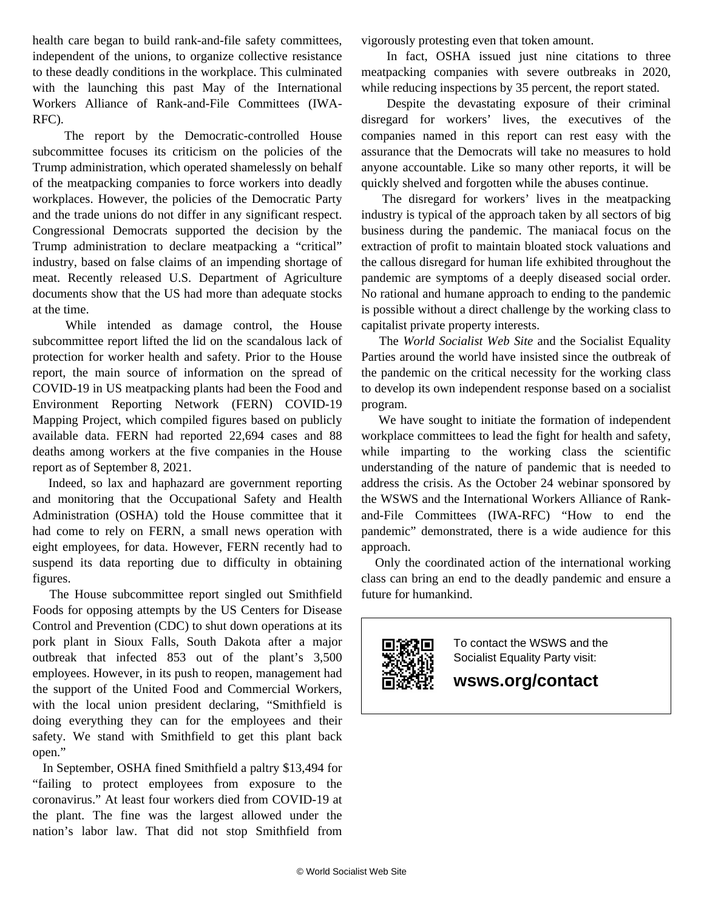health care began to build rank-and-file safety committees, independent of the unions, to organize collective resistance to these deadly conditions in the workplace. This culminated with the launching this past May of the International Workers Alliance of Rank-and-File Committees (IWA-RFC).

The report by the Democratic-controlled House subcommittee focuses its criticism on the policies of the Trump administration, which operated shamelessly on behalf of the meatpacking companies to force workers into deadly workplaces. However, the policies of the Democratic Party and the trade unions do not differ in any significant respect. Congressional Democrats supported the decision by the Trump administration to declare meatpacking a "critical" industry, based on false claims of an impending shortage of meat. Recently released U.S. Department of Agriculture documents show that the US had more than adequate stocks at the time.

While intended as damage control, the House subcommittee report lifted the lid on the scandalous lack of protection for worker health and safety. Prior to the House report, the main source of information on the spread of COVID-19 in US meatpacking plants had been the Food and Environment Reporting Network (FERN) COVID-19 Mapping Project, which compiled figures based on publicly available data. FERN had reported 22,694 cases and 88 deaths among workers at the five companies in the House report as of September 8, 2021.

Indeed, so lax and haphazard are government reporting and monitoring that the Occupational Safety and Health Administration (OSHA) told the House committee that it had come to rely on FERN, a small news operation with eight employees, for data. However, FERN recently had to suspend its data reporting due to difficulty in obtaining figures.

The House subcommittee report singled out Smithfield Foods for opposing attempts by the US Centers for Disease Control and Prevention (CDC) to shut down operations at its pork plant in Sioux Falls, South Dakota after a major outbreak that infected 853 out of the plant's 3,500 employees. However, in its push to reopen, management had the support of the United Food and Commercial Workers, with the local union president declaring, "Smithfield is doing everything they can for the employees and their safety. We stand with Smithfield to get this plant back open."

In September, OSHA fined Smithfield a paltry $13,494 for "failing to protect employees from exposure to the coronavirus." At least four workers died from COVID-19 at the plant. The fine was the largest allowed under the nation's labor law. That did not stop Smithfield from vigorously protesting even that token amount.

In fact, OSHA issued just nine citations to three meatpacking companies with severe outbreaks in 2020, while reducing inspections by 35 percent, the report stated.

Despite the devastating exposure of their criminal disregard for workers' lives, the executives of the companies named in this report can rest easy with the assurance that the Democrats will take no measures to hold anyone accountable. Like so many other reports, it will be quickly shelved and forgotten while the abuses continue.

The disregard for workers' lives in the meatpacking industry is typical of the approach taken by all sectors of big business during the pandemic. The maniacal focus on the extraction of profit to maintain bloated stock valuations and the callous disregard for human life exhibited throughout the pandemic are symptoms of a deeply diseased social order. No rational and humane approach to ending to the pandemic is possible without a direct challenge by the working class to capitalist private property interests.

The *World Socialist Web Site* and the Socialist Equality Parties around the world have insisted since the outbreak of the pandemic on the critical necessity for the working class to develop its own independent response based on a socialist program.

We have sought to initiate the formation of independent workplace committees to lead the fight for health and safety, while imparting to the working class the scientific understanding of the nature of pandemic that is needed to address the crisis. As the October 24 webinar sponsored by the WSWS and the International Workers Alliance of Rank-and-File Committees (IWA-RFC) "How to end the pandemic" demonstrated, there is a wide audience for this approach.

Only the coordinated action of the international working class can bring an end to the deadly pandemic and ensure a future for humankind.

To contact the WSWS and the Socialist Equality Party visit:

**wsws.org/contact**